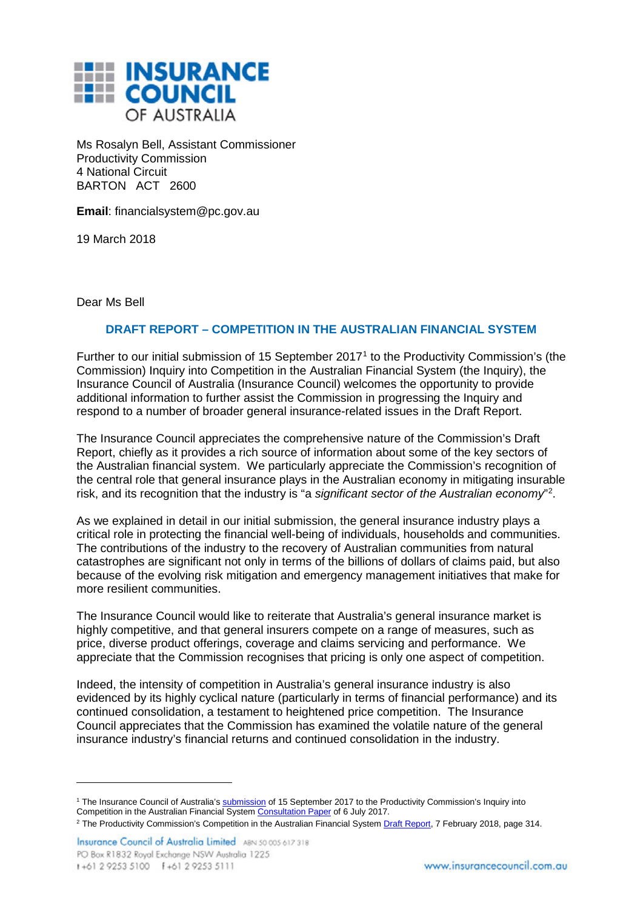**INSURANCE COUNCIL OF AUSTRALIA**

Ms Rosalyn Bell, Assistant Commissioner
Productivity Commission
4 National Circuit
BARTON ACT 2600

**Email**: financialsystem@pc.gov.au

19 March 2018

Dear Ms Bell

## DRAFT REPORT – COMPETITION IN THE AUSTRALIAN FINANCIAL SYSTEM

Further to our initial submission of 15 September 2017[1] to the Productivity Commission's (the Commission) Inquiry into Competition in the Australian Financial System (the Inquiry), the Insurance Council of Australia (Insurance Council) welcomes the opportunity to provide additional information to further assist the Commission in progressing the Inquiry and respond to a number of broader general insurance-related issues in the Draft Report.

The Insurance Council appreciates the comprehensive nature of the Commission's Draft Report, chiefly as it provides a rich source of information about some of the key sectors of the Australian financial system. We particularly appreciate the Commission's recognition of the central role that general insurance plays in the Australian economy in mitigating insurable risk, and its recognition that the industry is "a *significant sector of the Australian economy*"[2].

As we explained in detail in our initial submission, the general insurance industry plays a critical role in protecting the financial well-being of individuals, households and communities. The contributions of the industry to the recovery of Australian communities from natural catastrophes are significant not only in terms of the billions of dollars of claims paid, but also because of the evolving risk mitigation and emergency management initiatives that make for more resilient communities.

The Insurance Council would like to reiterate that Australia's general insurance market is highly competitive, and that general insurers compete on a range of measures, such as price, diverse product offerings, coverage and claims servicing and performance. We appreciate that the Commission recognises that pricing is only one aspect of competition.

Indeed, the intensity of competition in Australia's general insurance industry is also evidenced by its highly cyclical nature (particularly in terms of financial performance) and its continued consolidation, a testament to heightened price competition. The Insurance Council appreciates that the Commission has examined the volatile nature of the general insurance industry's financial returns and continued consolidation in the industry.

---

[1] The Insurance Council of Australia's submission of 15 September 2017 to the Productivity Commission's Inquiry into Competition in the Australian Financial System Consultation Paper of 6 July 2017.

[2] The Productivity Commission's Competition in the Australian Financial System Draft Report, 7 February 2018, page 314.

Insurance Council of Australia Limited ABN 50 005 617 318
PO Box R1832 Royal Exchange NSW Australia 1225
t +61 2 9253 5100 f +61 2 9253 5111
www.insurancecouncil.com.au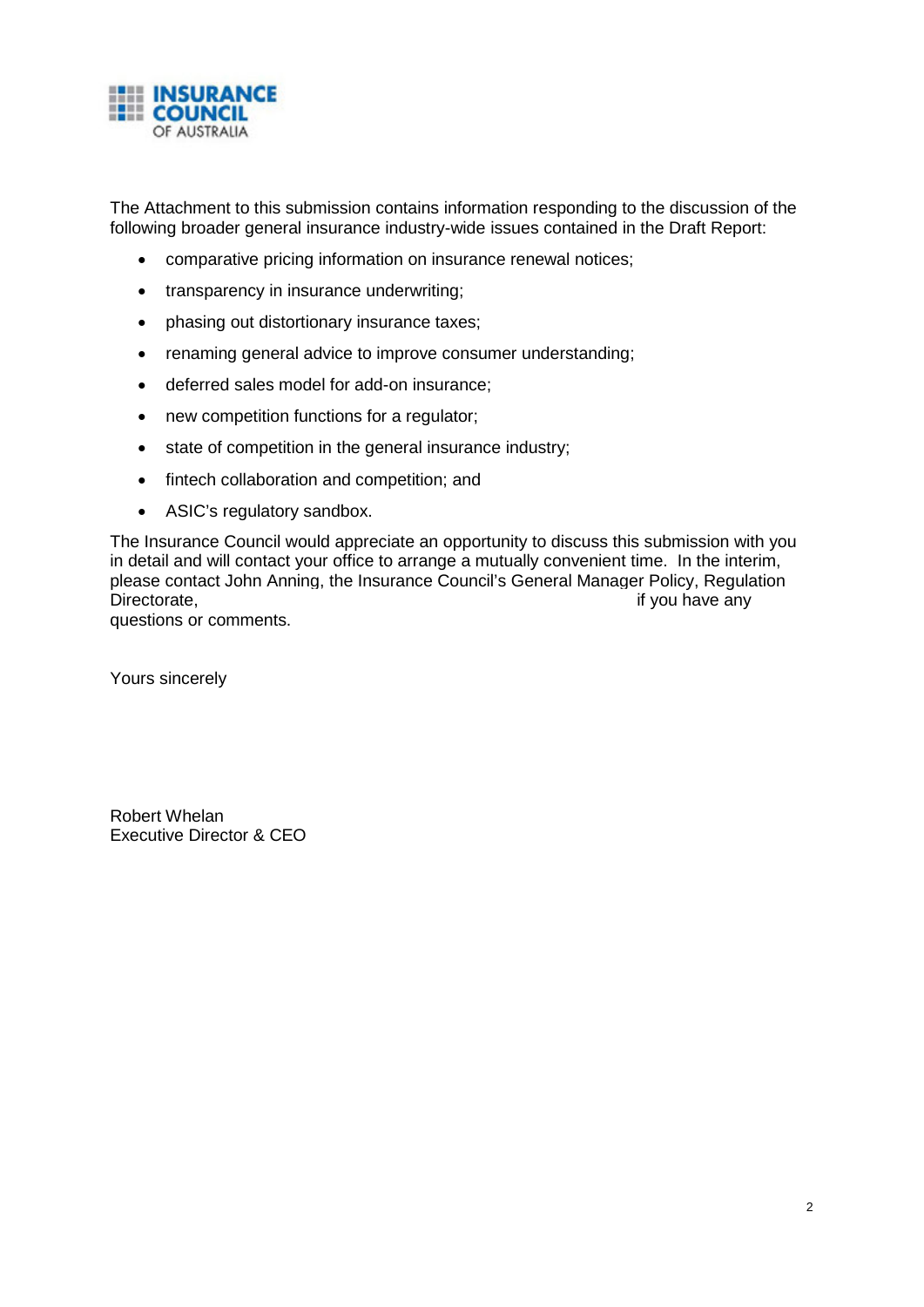The Attachment to this submission contains information responding to the discussion of the following broader general insurance industry-wide issues contained in the Draft Report:

- comparative pricing information on insurance renewal notices;
- transparency in insurance underwriting;
- phasing out distortionary insurance taxes;
- renaming general advice to improve consumer understanding;
- deferred sales model for add-on insurance;
- new competition functions for a regulator;
- state of competition in the general insurance industry;
- fintech collaboration and competition; and
- ASIC's regulatory sandbox.

The Insurance Council would appreciate an opportunity to discuss this submission with you in detail and will contact your office to arrange a mutually convenient time. In the interim, please contact John Anning, the Insurance Council's General Manager Policy, Regulation Directorate, if you have any questions or comments.

Yours sincerely

Robert Whelan
Executive Director & CEO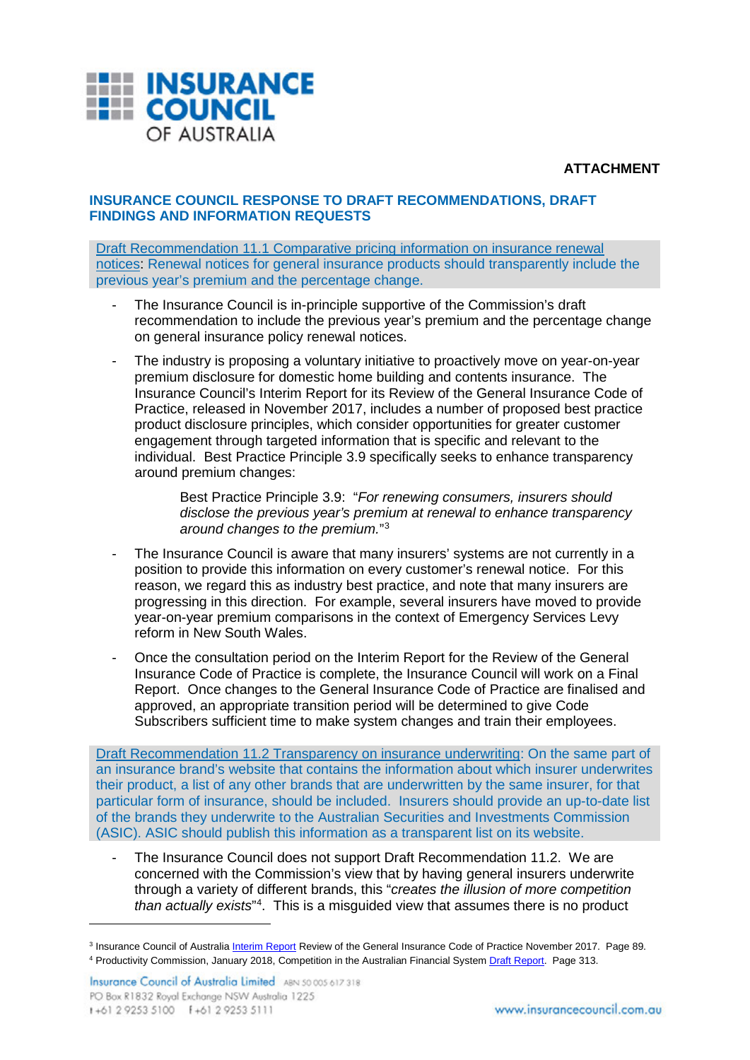**ATTACHMENT**

## INSURANCE COUNCIL RESPONSE TO DRAFT RECOMMENDATIONS, DRAFT FINDINGS AND INFORMATION REQUESTS

Draft Recommendation 11.1 Comparative pricing information on insurance renewal notices: Renewal notices for general insurance products should transparently include the previous year's premium and the percentage change.

- The Insurance Council is in-principle supportive of the Commission's draft recommendation to include the previous year's premium and the percentage change on general insurance policy renewal notices.
- The industry is proposing a voluntary initiative to proactively move on year-on-year premium disclosure for domestic home building and contents insurance. The Insurance Council's Interim Report for its Review of the General Insurance Code of Practice, released in November 2017, includes a number of proposed best practice product disclosure principles, which consider opportunities for greater customer engagement through targeted information that is specific and relevant to the individual. Best Practice Principle 3.9 specifically seeks to enhance transparency around premium changes:

  > Best Practice Principle 3.9: "*For renewing consumers, insurers should disclose the previous year's premium at renewal to enhance transparency around changes to the premium.*"[3]

- The Insurance Council is aware that many insurers' systems are not currently in a position to provide this information on every customer's renewal notice. For this reason, we regard this as industry best practice, and note that many insurers are progressing in this direction. For example, several insurers have moved to provide year-on-year premium comparisons in the context of Emergency Services Levy reform in New South Wales.
- Once the consultation period on the Interim Report for the Review of the General Insurance Code of Practice is complete, the Insurance Council will work on a Final Report. Once changes to the General Insurance Code of Practice are finalised and approved, an appropriate transition period will be determined to give Code Subscribers sufficient time to make system changes and train their employees.

Draft Recommendation 11.2 Transparency on insurance underwriting: On the same part of an insurance brand's website that contains the information about which insurer underwrites their product, a list of any other brands that are underwritten by the same insurer, for that particular form of insurance, should be included. Insurers should provide an up-to-date list of the brands they underwrite to the Australian Securities and Investments Commission (ASIC). ASIC should publish this information as a transparent list on its website.

- The Insurance Council does not support Draft Recommendation 11.2. We are concerned with the Commission's view that by having general insurers underwrite through a variety of different brands, this "*creates the illusion of more competition than actually exists*"[4]. This is a misguided view that assumes there is no product

---

[3] Insurance Council of Australia Interim Report Review of the General Insurance Code of Practice November 2017. Page 89.

[4] Productivity Commission, January 2018, Competition in the Australian Financial System Draft Report. Page 313.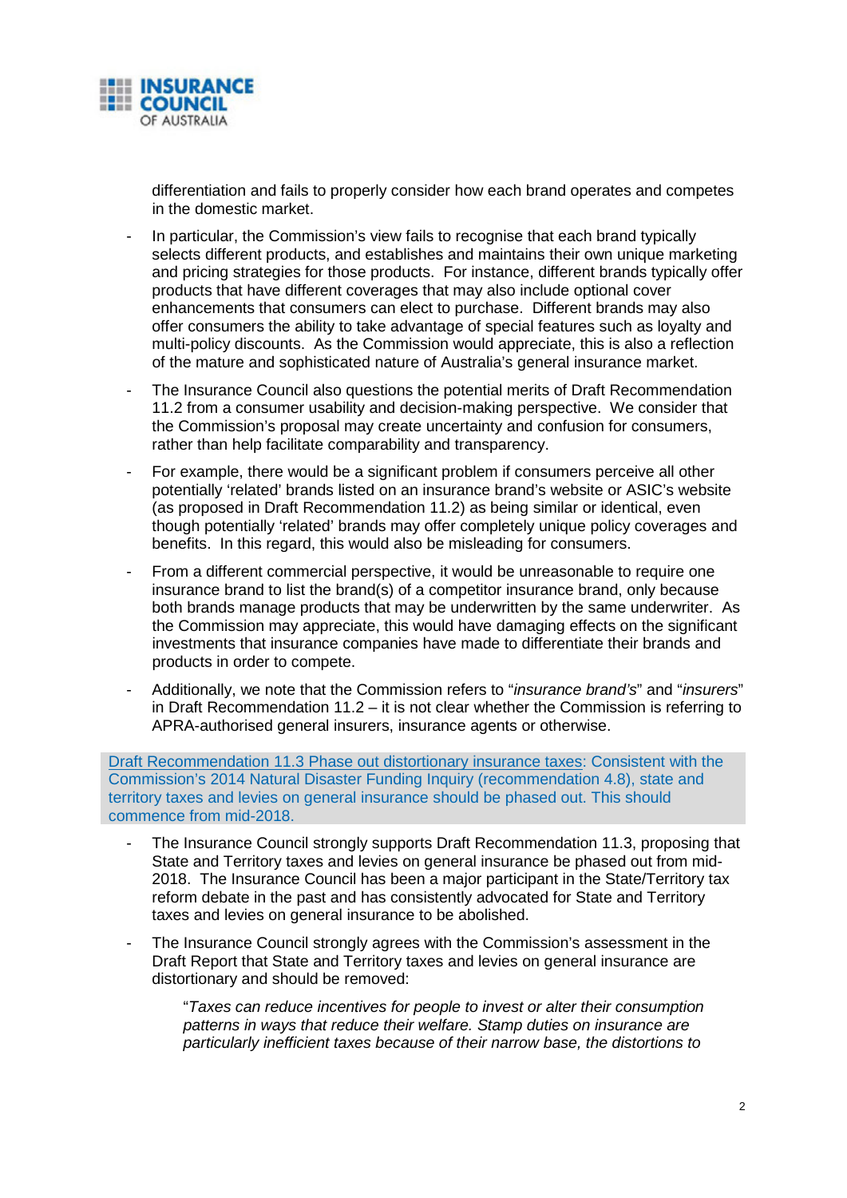differentiation and fails to properly consider how each brand operates and competes in the domestic market.

- In particular, the Commission's view fails to recognise that each brand typically selects different products, and establishes and maintains their own unique marketing and pricing strategies for those products. For instance, different brands typically offer products that have different coverages that may also include optional cover enhancements that consumers can elect to purchase. Different brands may also offer consumers the ability to take advantage of special features such as loyalty and multi-policy discounts. As the Commission would appreciate, this is also a reflection of the mature and sophisticated nature of Australia's general insurance market.
- The Insurance Council also questions the potential merits of Draft Recommendation 11.2 from a consumer usability and decision-making perspective. We consider that the Commission's proposal may create uncertainty and confusion for consumers, rather than help facilitate comparability and transparency.
- For example, there would be a significant problem if consumers perceive all other potentially 'related' brands listed on an insurance brand's website or ASIC's website (as proposed in Draft Recommendation 11.2) as being similar or identical, even though potentially 'related' brands may offer completely unique policy coverages and benefits. In this regard, this would also be misleading for consumers.
- From a different commercial perspective, it would be unreasonable to require one insurance brand to list the brand(s) of a competitor insurance brand, only because both brands manage products that may be underwritten by the same underwriter. As the Commission may appreciate, this would have damaging effects on the significant investments that insurance companies have made to differentiate their brands and products in order to compete.
- Additionally, we note that the Commission refers to "*insurance brand's*" and "*insurers*" in Draft Recommendation 11.2 – it is not clear whether the Commission is referring to APRA-authorised general insurers, insurance agents or otherwise.

Draft Recommendation 11.3 Phase out distortionary insurance taxes: Consistent with the Commission's 2014 Natural Disaster Funding Inquiry (recommendation 4.8), state and territory taxes and levies on general insurance should be phased out. This should commence from mid-2018.

- The Insurance Council strongly supports Draft Recommendation 11.3, proposing that State and Territory taxes and levies on general insurance be phased out from mid-2018. The Insurance Council has been a major participant in the State/Territory tax reform debate in the past and has consistently advocated for State and Territory taxes and levies on general insurance to be abolished.
- The Insurance Council strongly agrees with the Commission's assessment in the Draft Report that State and Territory taxes and levies on general insurance are distortionary and should be removed:

  "*Taxes can reduce incentives for people to invest or alter their consumption patterns in ways that reduce their welfare. Stamp duties on insurance are particularly inefficient taxes because of their narrow base, the distortions to*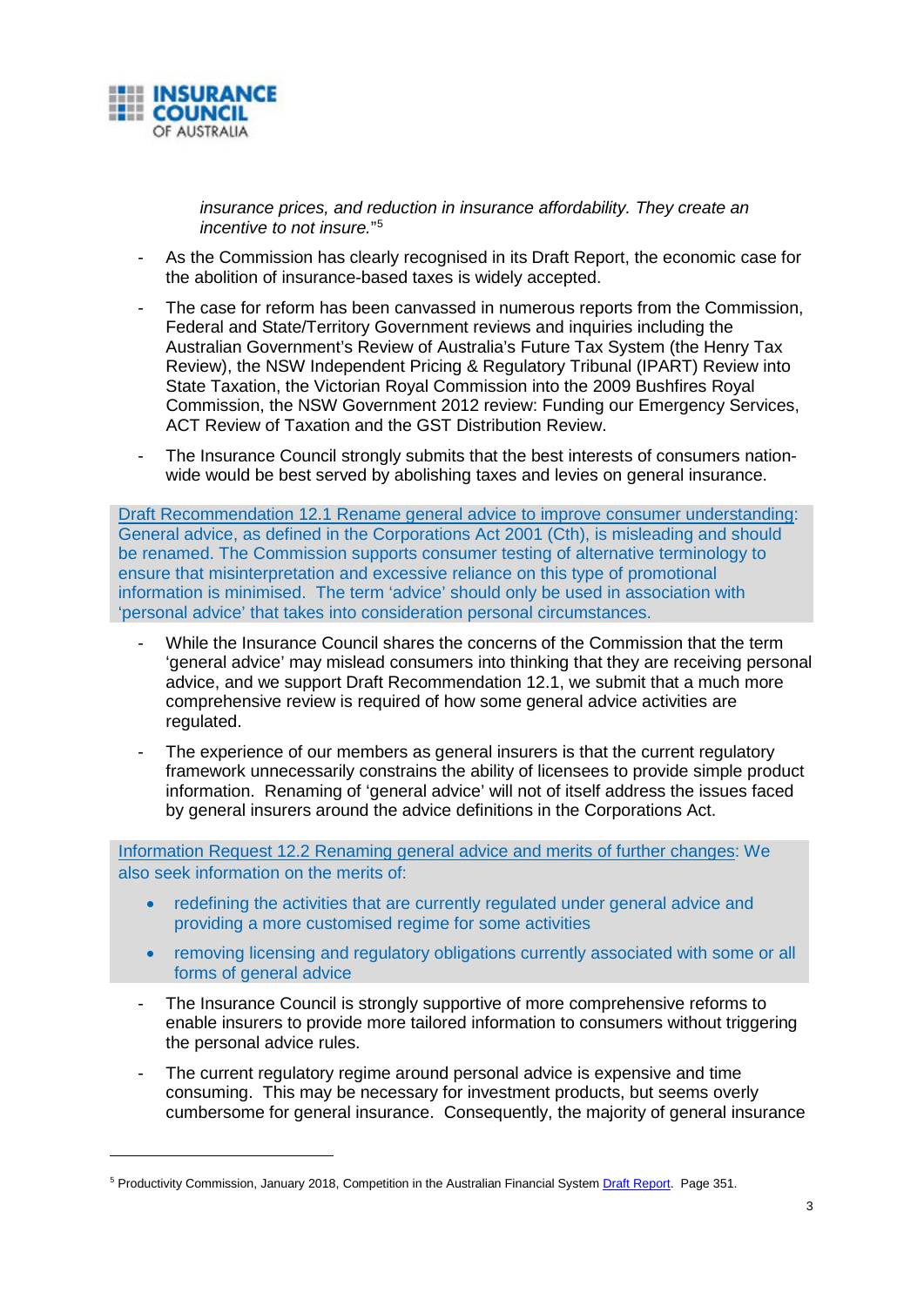*insurance prices, and reduction in insurance affordability. They create an incentive to not insure.*"[5]

- As the Commission has clearly recognised in its Draft Report, the economic case for the abolition of insurance-based taxes is widely accepted.
- The case for reform has been canvassed in numerous reports from the Commission, Federal and State/Territory Government reviews and inquiries including the Australian Government's Review of Australia's Future Tax System (the Henry Tax Review), the NSW Independent Pricing & Regulatory Tribunal (IPART) Review into State Taxation, the Victorian Royal Commission into the 2009 Bushfires Royal Commission, the NSW Government 2012 review: Funding our Emergency Services, ACT Review of Taxation and the GST Distribution Review.
- The Insurance Council strongly submits that the best interests of consumers nation-wide would be best served by abolishing taxes and levies on general insurance.

> Draft Recommendation 12.1 Rename general advice to improve consumer understanding: General advice, as defined in the Corporations Act 2001 (Cth), is misleading and should be renamed. The Commission supports consumer testing of alternative terminology to ensure that misinterpretation and excessive reliance on this type of promotional information is minimised. The term 'advice' should only be used in association with 'personal advice' that takes into consideration personal circumstances.

- While the Insurance Council shares the concerns of the Commission that the term 'general advice' may mislead consumers into thinking that they are receiving personal advice, and we support Draft Recommendation 12.1, we submit that a much more comprehensive review is required of how some general advice activities are regulated.
- The experience of our members as general insurers is that the current regulatory framework unnecessarily constrains the ability of licensees to provide simple product information. Renaming of 'general advice' will not of itself address the issues faced by general insurers around the advice definitions in the Corporations Act.

> Information Request 12.2 Renaming general advice and merits of further changes: We also seek information on the merits of:
>
> - redefining the activities that are currently regulated under general advice and providing a more customised regime for some activities
> - removing licensing and regulatory obligations currently associated with some or all forms of general advice

- The Insurance Council is strongly supportive of more comprehensive reforms to enable insurers to provide more tailored information to consumers without triggering the personal advice rules.
- The current regulatory regime around personal advice is expensive and time consuming. This may be necessary for investment products, but seems overly cumbersome for general insurance. Consequently, the majority of general insurance

---

[5] Productivity Commission, January 2018, Competition in the Australian Financial System Draft Report. Page 351.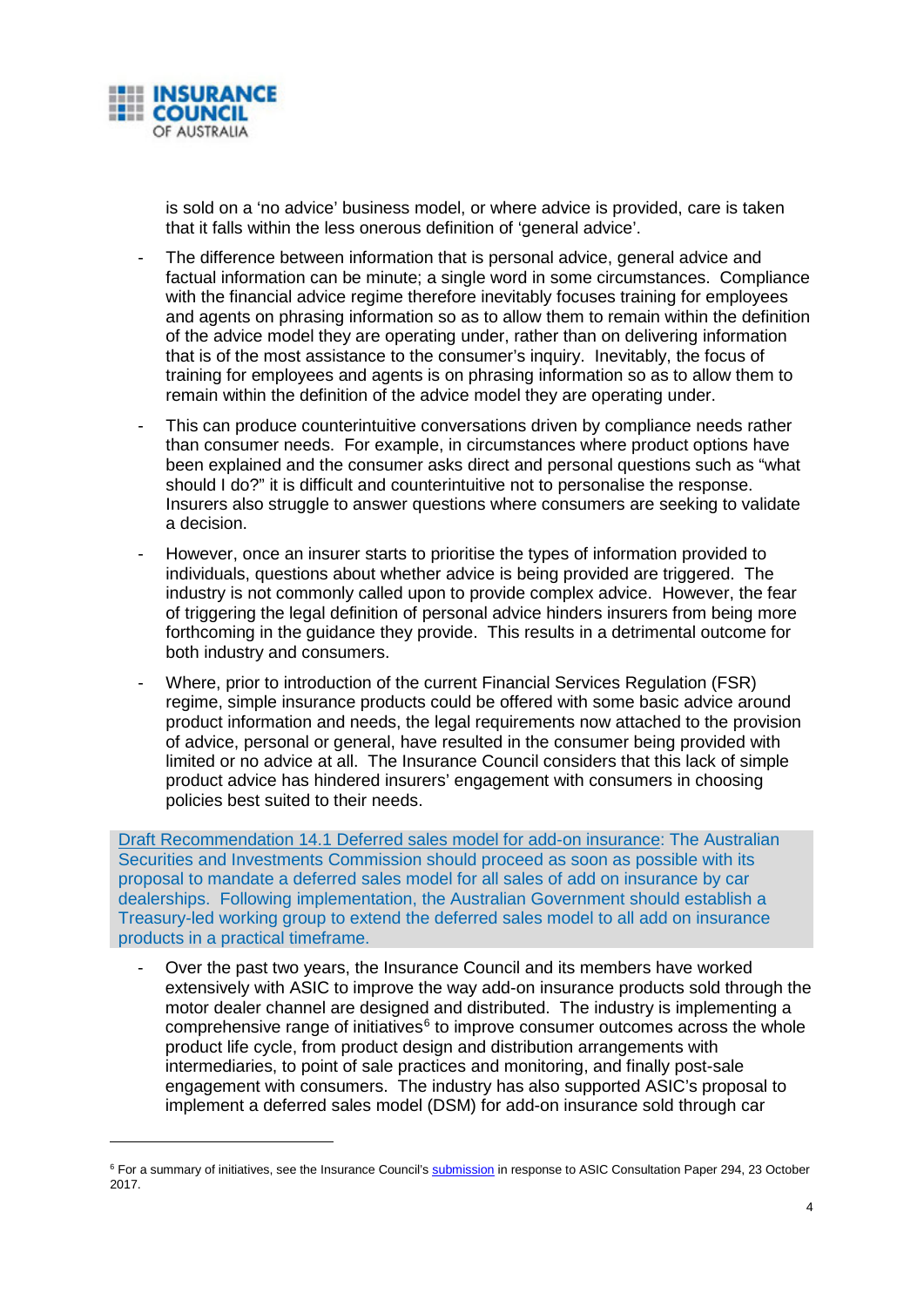is sold on a 'no advice' business model, or where advice is provided, care is taken that it falls within the less onerous definition of 'general advice'.

- The difference between information that is personal advice, general advice and factual information can be minute; a single word in some circumstances. Compliance with the financial advice regime therefore inevitably focuses training for employees and agents on phrasing information so as to allow them to remain within the definition of the advice model they are operating under, rather than on delivering information that is of the most assistance to the consumer's inquiry. Inevitably, the focus of training for employees and agents is on phrasing information so as to allow them to remain within the definition of the advice model they are operating under.
- This can produce counterintuitive conversations driven by compliance needs rather than consumer needs. For example, in circumstances where product options have been explained and the consumer asks direct and personal questions such as "what should I do?" it is difficult and counterintuitive not to personalise the response. Insurers also struggle to answer questions where consumers are seeking to validate a decision.
- However, once an insurer starts to prioritise the types of information provided to individuals, questions about whether advice is being provided are triggered. The industry is not commonly called upon to provide complex advice. However, the fear of triggering the legal definition of personal advice hinders insurers from being more forthcoming in the guidance they provide. This results in a detrimental outcome for both industry and consumers.
- Where, prior to introduction of the current Financial Services Regulation (FSR) regime, simple insurance products could be offered with some basic advice around product information and needs, the legal requirements now attached to the provision of advice, personal or general, have resulted in the consumer being provided with limited or no advice at all. The Insurance Council considers that this lack of simple product advice has hindered insurers' engagement with consumers in choosing policies best suited to their needs.

Draft Recommendation 14.1 Deferred sales model for add-on insurance: The Australian Securities and Investments Commission should proceed as soon as possible with its proposal to mandate a deferred sales model for all sales of add on insurance by car dealerships. Following implementation, the Australian Government should establish a Treasury-led working group to extend the deferred sales model to all add on insurance products in a practical timeframe.

- Over the past two years, the Insurance Council and its members have worked extensively with ASIC to improve the way add-on insurance products sold through the motor dealer channel are designed and distributed. The industry is implementing a comprehensive range of initiatives[6] to improve consumer outcomes across the whole product life cycle, from product design and distribution arrangements with intermediaries, to point of sale practices and monitoring, and finally post-sale engagement with consumers. The industry has also supported ASIC's proposal to implement a deferred sales model (DSM) for add-on insurance sold through car

[6] For a summary of initiatives, see the Insurance Council's submission in response to ASIC Consultation Paper 294, 23 October 2017.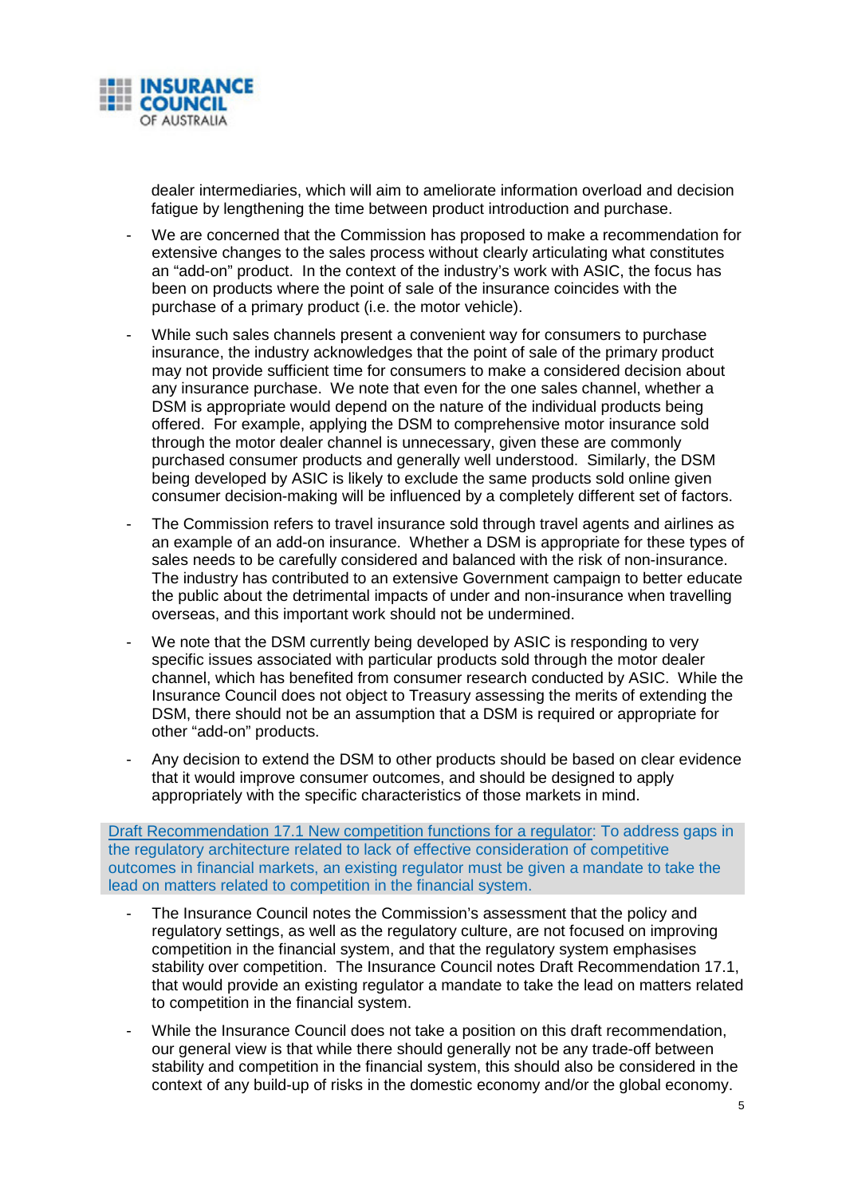dealer intermediaries, which will aim to ameliorate information overload and decision fatigue by lengthening the time between product introduction and purchase.

- We are concerned that the Commission has proposed to make a recommendation for extensive changes to the sales process without clearly articulating what constitutes an "add-on" product. In the context of the industry's work with ASIC, the focus has been on products where the point of sale of the insurance coincides with the purchase of a primary product (i.e. the motor vehicle).
- While such sales channels present a convenient way for consumers to purchase insurance, the industry acknowledges that the point of sale of the primary product may not provide sufficient time for consumers to make a considered decision about any insurance purchase. We note that even for the one sales channel, whether a DSM is appropriate would depend on the nature of the individual products being offered. For example, applying the DSM to comprehensive motor insurance sold through the motor dealer channel is unnecessary, given these are commonly purchased consumer products and generally well understood. Similarly, the DSM being developed by ASIC is likely to exclude the same products sold online given consumer decision-making will be influenced by a completely different set of factors.
- The Commission refers to travel insurance sold through travel agents and airlines as an example of an add-on insurance. Whether a DSM is appropriate for these types of sales needs to be carefully considered and balanced with the risk of non-insurance. The industry has contributed to an extensive Government campaign to better educate the public about the detrimental impacts of under and non-insurance when travelling overseas, and this important work should not be undermined.
- We note that the DSM currently being developed by ASIC is responding to very specific issues associated with particular products sold through the motor dealer channel, which has benefited from consumer research conducted by ASIC. While the Insurance Council does not object to Treasury assessing the merits of extending the DSM, there should not be an assumption that a DSM is required or appropriate for other "add-on" products.
- Any decision to extend the DSM to other products should be based on clear evidence that it would improve consumer outcomes, and should be designed to apply appropriately with the specific characteristics of those markets in mind.

Draft Recommendation 17.1 New competition functions for a regulator: To address gaps in the regulatory architecture related to lack of effective consideration of competitive outcomes in financial markets, an existing regulator must be given a mandate to take the lead on matters related to competition in the financial system.

- The Insurance Council notes the Commission's assessment that the policy and regulatory settings, as well as the regulatory culture, are not focused on improving competition in the financial system, and that the regulatory system emphasises stability over competition. The Insurance Council notes Draft Recommendation 17.1, that would provide an existing regulator a mandate to take the lead on matters related to competition in the financial system.
- While the Insurance Council does not take a position on this draft recommendation, our general view is that while there should generally not be any trade-off between stability and competition in the financial system, this should also be considered in the context of any build-up of risks in the domestic economy and/or the global economy.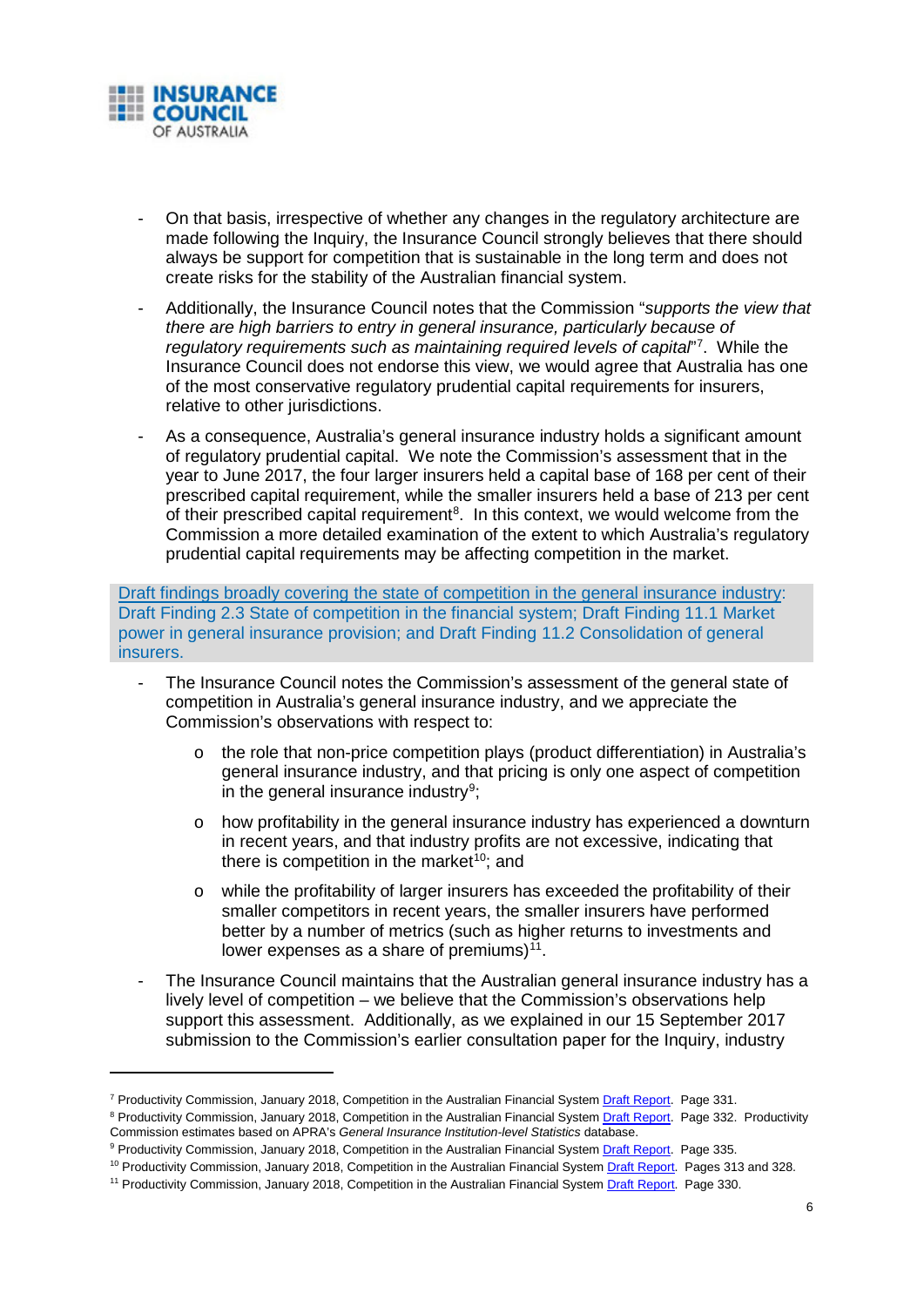- On that basis, irrespective of whether any changes in the regulatory architecture are made following the Inquiry, the Insurance Council strongly believes that there should always be support for competition that is sustainable in the long term and does not create risks for the stability of the Australian financial system.

- Additionally, the Insurance Council notes that the Commission "*supports the view that there are high barriers to entry in general insurance, particularly because of regulatory requirements such as maintaining required levels of capital*"[7]. While the Insurance Council does not endorse this view, we would agree that Australia has one of the most conservative regulatory prudential capital requirements for insurers, relative to other jurisdictions.

- As a consequence, Australia's general insurance industry holds a significant amount of regulatory prudential capital. We note the Commission's assessment that in the year to June 2017, the four larger insurers held a capital base of 168 per cent of their prescribed capital requirement, while the smaller insurers held a base of 213 per cent of their prescribed capital requirement[8]. In this context, we would welcome from the Commission a more detailed examination of the extent to which Australia's regulatory prudential capital requirements may be affecting competition in the market.

**Draft findings broadly covering the state of competition in the general insurance industry: Draft Finding 2.3 State of competition in the financial system; Draft Finding 11.1 Market power in general insurance provision; and Draft Finding 11.2 Consolidation of general insurers.**

- The Insurance Council notes the Commission's assessment of the general state of competition in Australia's general insurance industry, and we appreciate the Commission's observations with respect to:

  - the role that non-price competition plays (product differentiation) in Australia's general insurance industry, and that pricing is only one aspect of competition in the general insurance industry[9];

  - how profitability in the general insurance industry has experienced a downturn in recent years, and that industry profits are not excessive, indicating that there is competition in the market[10]; and

  - while the profitability of larger insurers has exceeded the profitability of their smaller competitors in recent years, the smaller insurers have performed better by a number of metrics (such as higher returns to investments and lower expenses as a share of premiums)[11].

- The Insurance Council maintains that the Australian general insurance industry has a lively level of competition – we believe that the Commission's observations help support this assessment. Additionally, as we explained in our 15 September 2017 submission to the Commission's earlier consultation paper for the Inquiry, industry

---

[7] Productivity Commission, January 2018, Competition in the Australian Financial System Draft Report. Page 331.

[8] Productivity Commission, January 2018, Competition in the Australian Financial System Draft Report. Page 332. Productivity Commission estimates based on APRA's *General Insurance Institution-level Statistics* database.

[9] Productivity Commission, January 2018, Competition in the Australian Financial System Draft Report. Page 335.

[10] Productivity Commission, January 2018, Competition in the Australian Financial System Draft Report. Pages 313 and 328.

[11] Productivity Commission, January 2018, Competition in the Australian Financial System Draft Report. Page 330.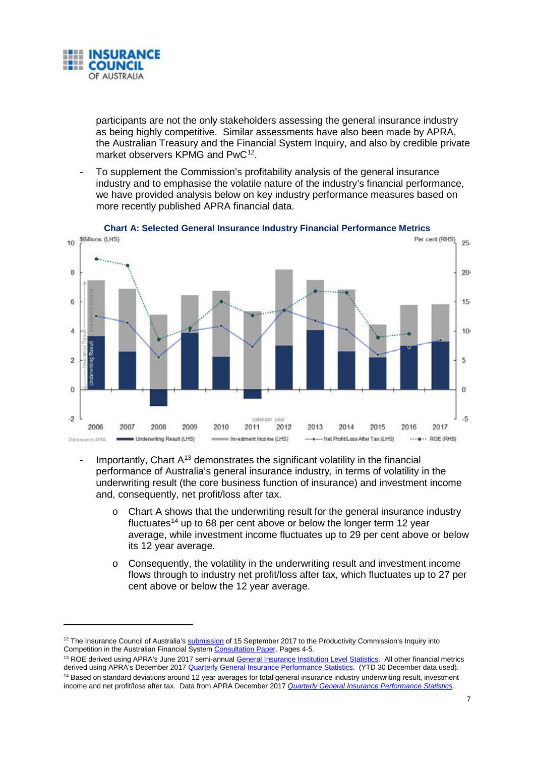participants are not the only stakeholders assessing the general insurance industry as being highly competitive. Similar assessments have also been made by APRA, the Australian Treasury and the Financial System Inquiry, and also by credible private market observers KPMG and PwC[12].

- To supplement the Commission's profitability analysis of the general insurance industry and to emphasise the volatile nature of the industry's financial performance, we have provided analysis below on key industry performance measures based on more recently published APRA financial data.

**Chart A: Selected General Insurance Industry Financial Performance Metrics**

- Importantly, Chart A[13] demonstrates the significant volatility in the financial performance of Australia's general insurance industry, in terms of volatility in the underwriting result (the core business function of insurance) and investment income and, consequently, net profit/loss after tax.
  - Chart A shows that the underwriting result for the general insurance industry fluctuates[14] up to 68 per cent above or below the longer term 12 year average, while investment income fluctuates up to 29 per cent above or below its 12 year average.
  - Consequently, the volatility in the underwriting result and investment income flows through to industry net profit/loss after tax, which fluctuates up to 27 per cent above or below the 12 year average.

---

[12] The Insurance Council of Australia's submission of 15 September 2017 to the Productivity Commission's Inquiry into Competition in the Australian Financial System Consultation Paper. Pages 4-5.

[13] ROE derived using APRA's June 2017 semi-annual General Insurance Institution Level Statistics. All other financial metrics derived using APRA's December 2017 Quarterly General Insurance Performance Statistics. (YTD 30 December data used).

[14] Based on standard deviations around 12 year averages for total general insurance industry underwriting result, investment income and net profit/loss after tax. Data from APRA December 2017 *Quarterly General Insurance Performance Statistics*.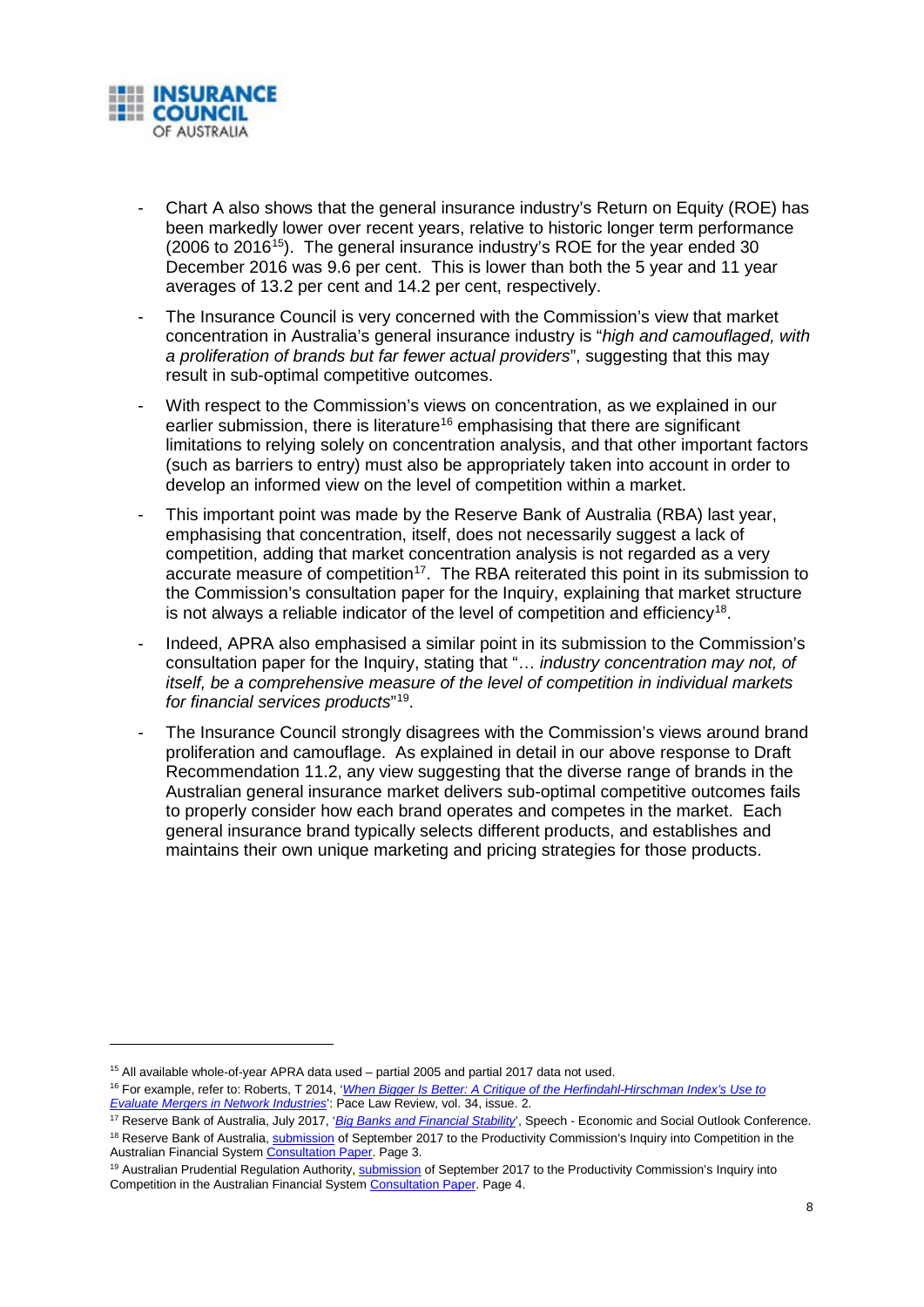- Chart A also shows that the general insurance industry's Return on Equity (ROE) has been markedly lower over recent years, relative to historic longer term performance (2006 to 2016[15]). The general insurance industry's ROE for the year ended 30 December 2016 was 9.6 per cent. This is lower than both the 5 year and 11 year averages of 13.2 per cent and 14.2 per cent, respectively.
- The Insurance Council is very concerned with the Commission's view that market concentration in Australia's general insurance industry is "*high and camouflaged, with a proliferation of brands but far fewer actual providers*", suggesting that this may result in sub-optimal competitive outcomes.
- With respect to the Commission's views on concentration, as we explained in our earlier submission, there is literature[16] emphasising that there are significant limitations to relying solely on concentration analysis, and that other important factors (such as barriers to entry) must also be appropriately taken into account in order to develop an informed view on the level of competition within a market.
- This important point was made by the Reserve Bank of Australia (RBA) last year, emphasising that concentration, itself, does not necessarily suggest a lack of competition, adding that market concentration analysis is not regarded as a very accurate measure of competition[17]. The RBA reiterated this point in its submission to the Commission's consultation paper for the Inquiry, explaining that market structure is not always a reliable indicator of the level of competition and efficiency[18].
- Indeed, APRA also emphasised a similar point in its submission to the Commission's consultation paper for the Inquiry, stating that "*… industry concentration may not, of itself, be a comprehensive measure of the level of competition in individual markets for financial services products*"[19].
- The Insurance Council strongly disagrees with the Commission's views around brand proliferation and camouflage. As explained in detail in our above response to Draft Recommendation 11.2, any view suggesting that the diverse range of brands in the Australian general insurance market delivers sub-optimal competitive outcomes fails to properly consider how each brand operates and competes in the market. Each general insurance brand typically selects different products, and establishes and maintains their own unique marketing and pricing strategies for those products.

---

[15] All available whole-of-year APRA data used – partial 2005 and partial 2017 data not used.

[16] For example, refer to: Roberts, T 2014, '*When Bigger Is Better: A Critique of the Herfindahl-Hirschman Index's Use to Evaluate Mergers in Network Industries*': Pace Law Review, vol. 34, issue. 2.

[17] Reserve Bank of Australia, July 2017, '*Big Banks and Financial Stability*', Speech - Economic and Social Outlook Conference.

[18] Reserve Bank of Australia, submission of September 2017 to the Productivity Commission's Inquiry into Competition in the Australian Financial System Consultation Paper. Page 3.

[19] Australian Prudential Regulation Authority, submission of September 2017 to the Productivity Commission's Inquiry into Competition in the Australian Financial System Consultation Paper. Page 4.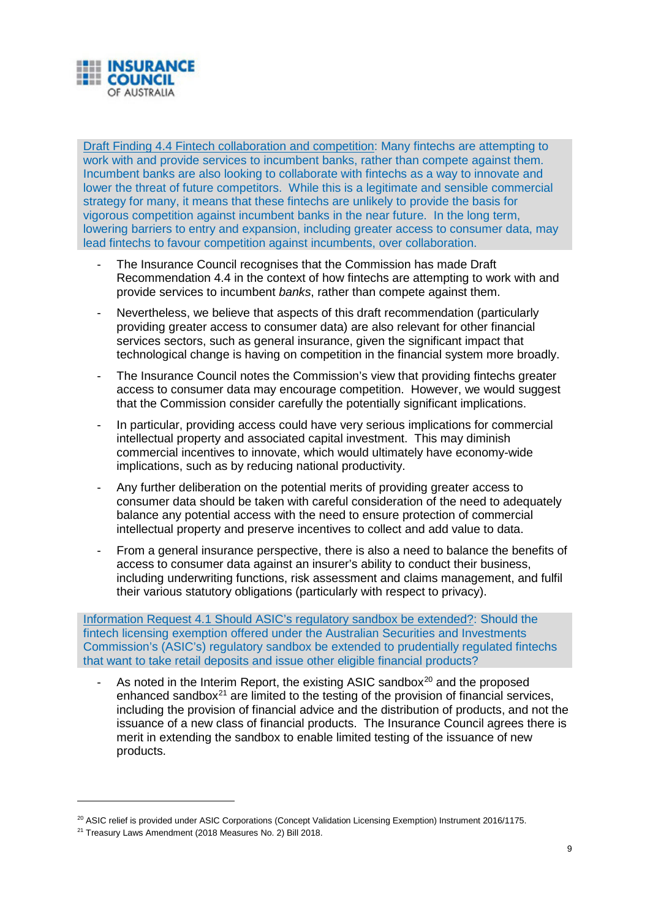Draft Finding 4.4 Fintech collaboration and competition: Many fintechs are attempting to work with and provide services to incumbent banks, rather than compete against them. Incumbent banks are also looking to collaborate with fintechs as a way to innovate and lower the threat of future competitors. While this is a legitimate and sensible commercial strategy for many, it means that these fintechs are unlikely to provide the basis for vigorous competition against incumbent banks in the near future. In the long term, lowering barriers to entry and expansion, including greater access to consumer data, may lead fintechs to favour competition against incumbents, over collaboration.

- The Insurance Council recognises that the Commission has made Draft Recommendation 4.4 in the context of how fintechs are attempting to work with and provide services to incumbent *banks*, rather than compete against them.
- Nevertheless, we believe that aspects of this draft recommendation (particularly providing greater access to consumer data) are also relevant for other financial services sectors, such as general insurance, given the significant impact that technological change is having on competition in the financial system more broadly.
- The Insurance Council notes the Commission's view that providing fintechs greater access to consumer data may encourage competition. However, we would suggest that the Commission consider carefully the potentially significant implications.
- In particular, providing access could have very serious implications for commercial intellectual property and associated capital investment. This may diminish commercial incentives to innovate, which would ultimately have economy-wide implications, such as by reducing national productivity.
- Any further deliberation on the potential merits of providing greater access to consumer data should be taken with careful consideration of the need to adequately balance any potential access with the need to ensure protection of commercial intellectual property and preserve incentives to collect and add value to data.
- From a general insurance perspective, there is also a need to balance the benefits of access to consumer data against an insurer's ability to conduct their business, including underwriting functions, risk assessment and claims management, and fulfil their various statutory obligations (particularly with respect to privacy).

Information Request 4.1 Should ASIC's regulatory sandbox be extended?: Should the fintech licensing exemption offered under the Australian Securities and Investments Commission's (ASIC's) regulatory sandbox be extended to prudentially regulated fintechs that want to take retail deposits and issue other eligible financial products?

- As noted in the Interim Report, the existing ASIC sandbox[20] and the proposed enhanced sandbox[21] are limited to the testing of the provision of financial services, including the provision of financial advice and the distribution of products, and not the issuance of a new class of financial products. The Insurance Council agrees there is merit in extending the sandbox to enable limited testing of the issuance of new products.

[20] ASIC relief is provided under ASIC Corporations (Concept Validation Licensing Exemption) Instrument 2016/1175.

[21] Treasury Laws Amendment (2018 Measures No. 2) Bill 2018.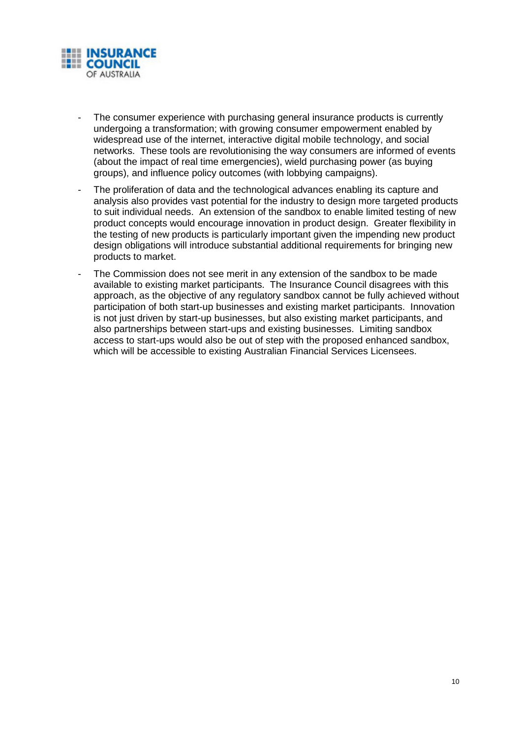- The consumer experience with purchasing general insurance products is currently undergoing a transformation; with growing consumer empowerment enabled by widespread use of the internet, interactive digital mobile technology, and social networks. These tools are revolutionising the way consumers are informed of events (about the impact of real time emergencies), wield purchasing power (as buying groups), and influence policy outcomes (with lobbying campaigns).
- The proliferation of data and the technological advances enabling its capture and analysis also provides vast potential for the industry to design more targeted products to suit individual needs. An extension of the sandbox to enable limited testing of new product concepts would encourage innovation in product design. Greater flexibility in the testing of new products is particularly important given the impending new product design obligations will introduce substantial additional requirements for bringing new products to market.
- The Commission does not see merit in any extension of the sandbox to be made available to existing market participants. The Insurance Council disagrees with this approach, as the objective of any regulatory sandbox cannot be fully achieved without participation of both start-up businesses and existing market participants. Innovation is not just driven by start-up businesses, but also existing market participants, and also partnerships between start-ups and existing businesses. Limiting sandbox access to start-ups would also be out of step with the proposed enhanced sandbox, which will be accessible to existing Australian Financial Services Licensees.